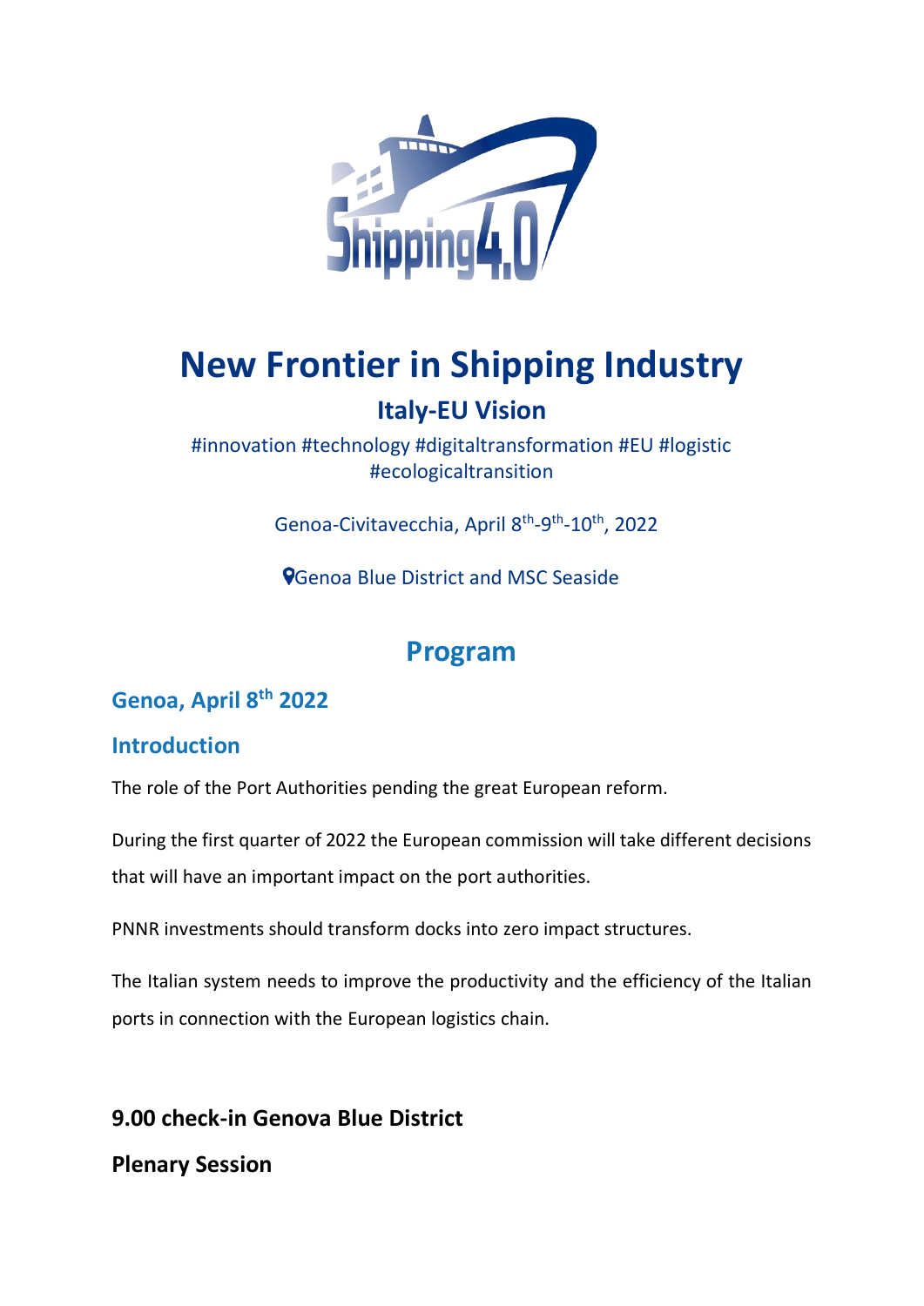# New Frontier in Shipping Industry

## Italy-EU Vision

#innovation #technology #digitaltransformation #EU #logistic #ecologicaltransition

Genoa-Civitavecchia, April 8th-9th-10th, 2022

Genoa Blue District and MSC Seaside

## Program

### Genoa, April 8th 2022

### Introduction

The role of the Port Authorities pending the great European reform.

During the first quarter of 2022 the European commission will take different decisions that will have an important impact on the port authorities.

PNNR investments should transform docks into zero impact structures.

The Italian system needs to improve the productivity and the efficiency of the Italian ports in connection with the European logistics chain.

**9.00 check-in Genova Blue District**

**Plenary Session**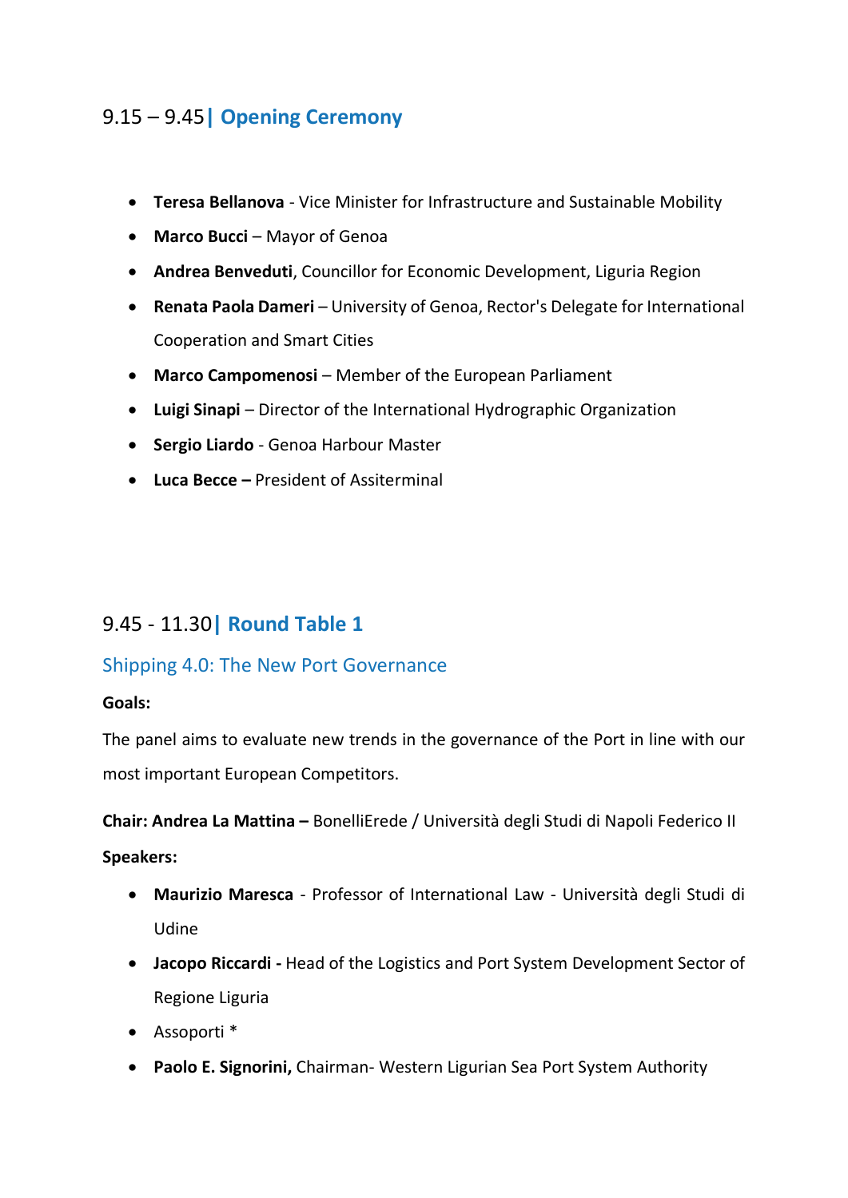## 9.15 – 9.45| **Opening Ceremony**

- **Teresa Bellanova** - Vice Minister for Infrastructure and Sustainable Mobility
- **Marco Bucci** – Mayor of Genoa
- **Andrea Benveduti**, Councillor for Economic Development, Liguria Region
- **Renata Paola Dameri** – University of Genoa, Rector's Delegate for International Cooperation and Smart Cities
- **Marco Campomenosi** – Member of the European Parliament
- **Luigi Sinapi** – Director of the International Hydrographic Organization
- **Sergio Liardo** - Genoa Harbour Master
- **Luca Becce –** President of Assiterminal

## 9.45 - 11.30| **Round Table 1**

### Shipping 4.0: The New Port Governance

**Goals:**

The panel aims to evaluate new trends in the governance of the Port in line with our most important European Competitors.

**Chair: Andrea La Mattina –** BonelliErede / Università degli Studi di Napoli Federico II

**Speakers:**

- **Maurizio Maresca** - Professor of International Law - Università degli Studi di Udine
- **Jacopo Riccardi -** Head of the Logistics and Port System Development Sector of Regione Liguria
- Assoporti *
- **Paolo E. Signorini,** Chairman- Western Ligurian Sea Port System Authority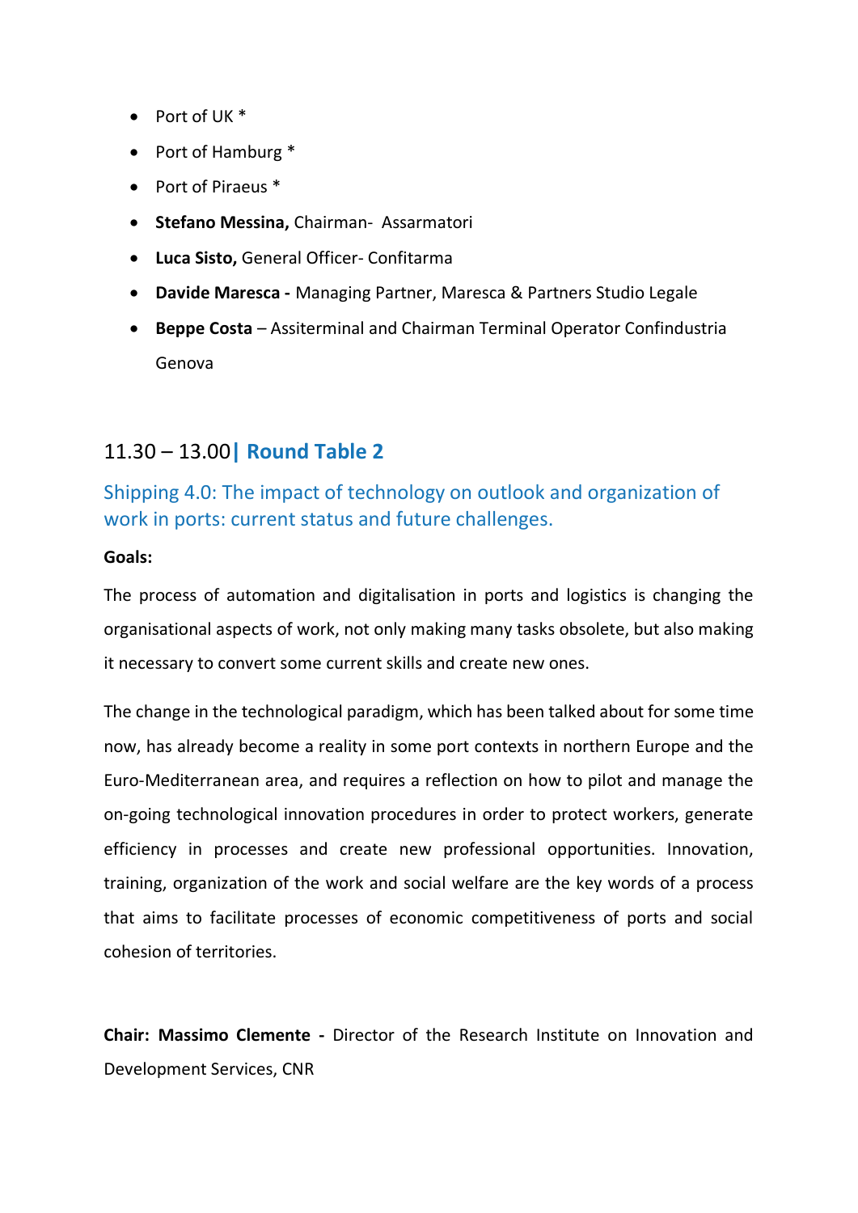- Port of UK *
- Port of Hamburg *
- Port of Piraeus *
- **Stefano Messina,** Chairman- Assarmatori
- **Luca Sisto,** General Officer- Confitarma
- **Davide Maresca -** Managing Partner, Maresca & Partners Studio Legale
- **Beppe Costa** – Assiterminal and Chairman Terminal Operator Confindustria Genova

## 11.30 – 13.00 | **Round Table 2**

### Shipping 4.0: The impact of technology on outlook and organization of work in ports: current status and future challenges.

**Goals:**

The process of automation and digitalisation in ports and logistics is changing the organisational aspects of work, not only making many tasks obsolete, but also making it necessary to convert some current skills and create new ones.

The change in the technological paradigm, which has been talked about for some time now, has already become a reality in some port contexts in northern Europe and the Euro-Mediterranean area, and requires a reflection on how to pilot and manage the on-going technological innovation procedures in order to protect workers, generate efficiency in processes and create new professional opportunities. Innovation, training, organization of the work and social welfare are the key words of a process that aims to facilitate processes of economic competitiveness of ports and social cohesion of territories.

**Chair: Massimo Clemente -** Director of the Research Institute on Innovation and Development Services, CNR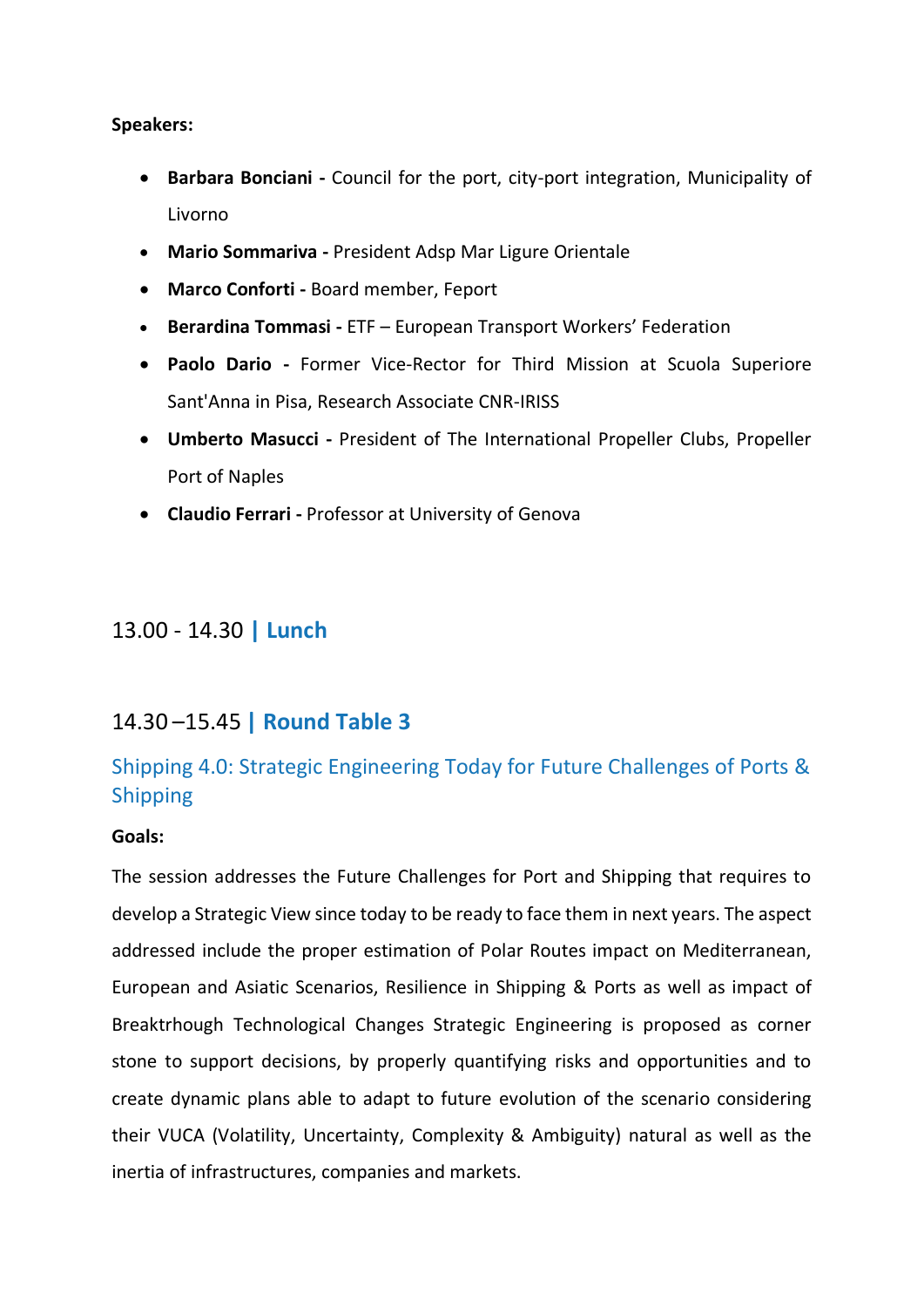**Speakers:**

- **Barbara Bonciani -** Council for the port, city-port integration, Municipality of Livorno
- **Mario Sommariva -** President Adsp Mar Ligure Orientale
- **Marco Conforti -** Board member, Feport
- **Berardina Tommasi -** ETF – European Transport Workers' Federation
- **Paolo Dario -** Former Vice-Rector for Third Mission at Scuola Superiore Sant'Anna in Pisa, Research Associate CNR-IRISS
- **Umberto Masucci -** President of The International Propeller Clubs, Propeller Port of Naples
- **Claudio Ferrari -** Professor at University of Genova

## 13.00 - 14.30 | **Lunch**

## 14.30 –15.45 | **Round Table 3**

### Shipping 4.0: Strategic Engineering Today for Future Challenges of Ports & Shipping

**Goals:**

The session addresses the Future Challenges for Port and Shipping that requires to develop a Strategic View since today to be ready to face them in next years. The aspect addressed include the proper estimation of Polar Routes impact on Mediterranean, European and Asiatic Scenarios, Resilience in Shipping & Ports as well as impact of Breaktrhough Technological Changes Strategic Engineering is proposed as corner stone to support decisions, by properly quantifying risks and opportunities and to create dynamic plans able to adapt to future evolution of the scenario considering their VUCA (Volatility, Uncertainty, Complexity & Ambiguity) natural as well as the inertia of infrastructures, companies and markets.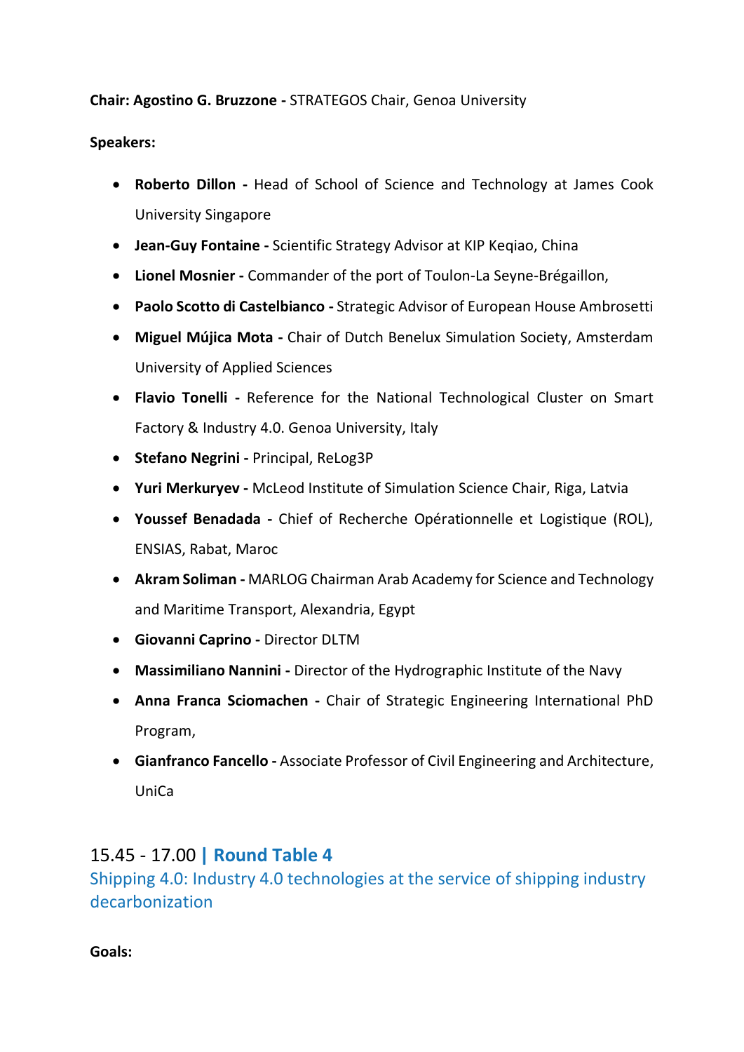**Chair: Agostino G. Bruzzone -** STRATEGOS Chair, Genoa University

**Speakers:**

- **Roberto Dillon -** Head of School of Science and Technology at James Cook University Singapore
- **Jean-Guy Fontaine -** Scientific Strategy Advisor at KIP Keqiao, China
- **Lionel Mosnier -** Commander of the port of Toulon-La Seyne-Brégaillon,
- **Paolo Scotto di Castelbianco -** Strategic Advisor of European House Ambrosetti
- **Miguel Mújica Mota -** Chair of Dutch Benelux Simulation Society, Amsterdam University of Applied Sciences
- **Flavio Tonelli -** Reference for the National Technological Cluster on Smart Factory & Industry 4.0. Genoa University, Italy
- **Stefano Negrini -** Principal, ReLog3P
- **Yuri Merkuryev -** McLeod Institute of Simulation Science Chair, Riga, Latvia
- **Youssef Benadada -** Chief of Recherche Opérationnelle et Logistique (ROL), ENSIAS, Rabat, Maroc
- **Akram Soliman -** MARLOG Chairman Arab Academy for Science and Technology and Maritime Transport, Alexandria, Egypt
- **Giovanni Caprino -** Director DLTM
- **Massimiliano Nannini -** Director of the Hydrographic Institute of the Navy
- **Anna Franca Sciomachen -** Chair of Strategic Engineering International PhD Program,
- **Gianfranco Fancello -** Associate Professor of Civil Engineering and Architecture, UniCa

## 15.45 - 17.00 | Round Table 4

### Shipping 4.0: Industry 4.0 technologies at the service of shipping industry decarbonization

**Goals:**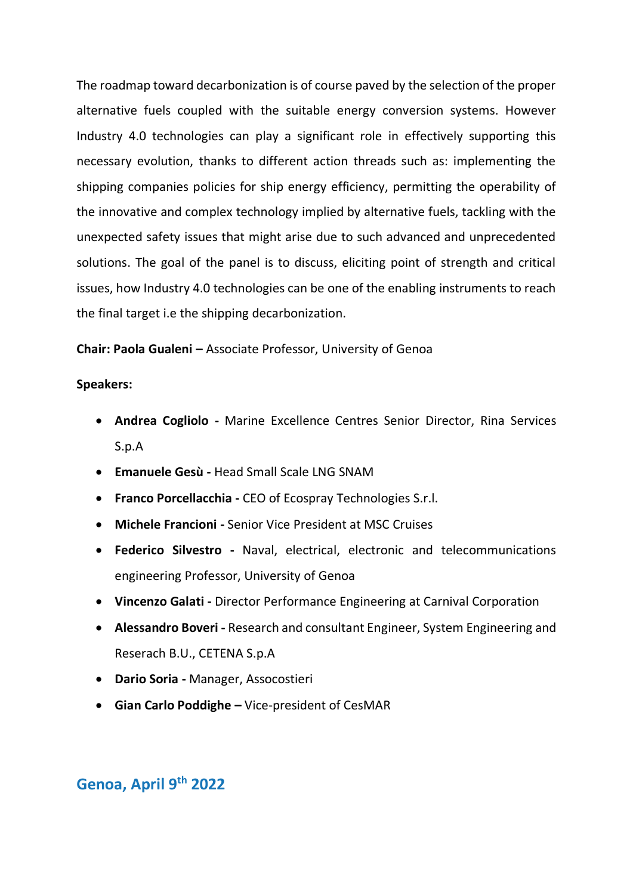The roadmap toward decarbonization is of course paved by the selection of the proper alternative fuels coupled with the suitable energy conversion systems. However Industry 4.0 technologies can play a significant role in effectively supporting this necessary evolution, thanks to different action threads such as: implementing the shipping companies policies for ship energy efficiency, permitting the operability of the innovative and complex technology implied by alternative fuels, tackling with the unexpected safety issues that might arise due to such advanced and unprecedented solutions. The goal of the panel is to discuss, eliciting point of strength and critical issues, how Industry 4.0 technologies can be one of the enabling instruments to reach the final target i.e the shipping decarbonization.

**Chair: Paola Gualeni –** Associate Professor, University of Genoa

**Speakers:**

- **Andrea Cogliolo -** Marine Excellence Centres Senior Director, Rina Services S.p.A
- **Emanuele Gesù -** Head Small Scale LNG SNAM
- **Franco Porcellacchia -** CEO of Ecospray Technologies S.r.l.
- **Michele Francioni -** Senior Vice President at MSC Cruises
- **Federico Silvestro -** Naval, electrical, electronic and telecommunications engineering Professor, University of Genoa
- **Vincenzo Galati -** Director Performance Engineering at Carnival Corporation
- **Alessandro Boveri -** Research and consultant Engineer, System Engineering and Reserach B.U., CETENA S.p.A
- **Dario Soria -** Manager, Assocostieri
- **Gian Carlo Poddighe –** Vice-president of CesMAR

## Genoa, April 9th 2022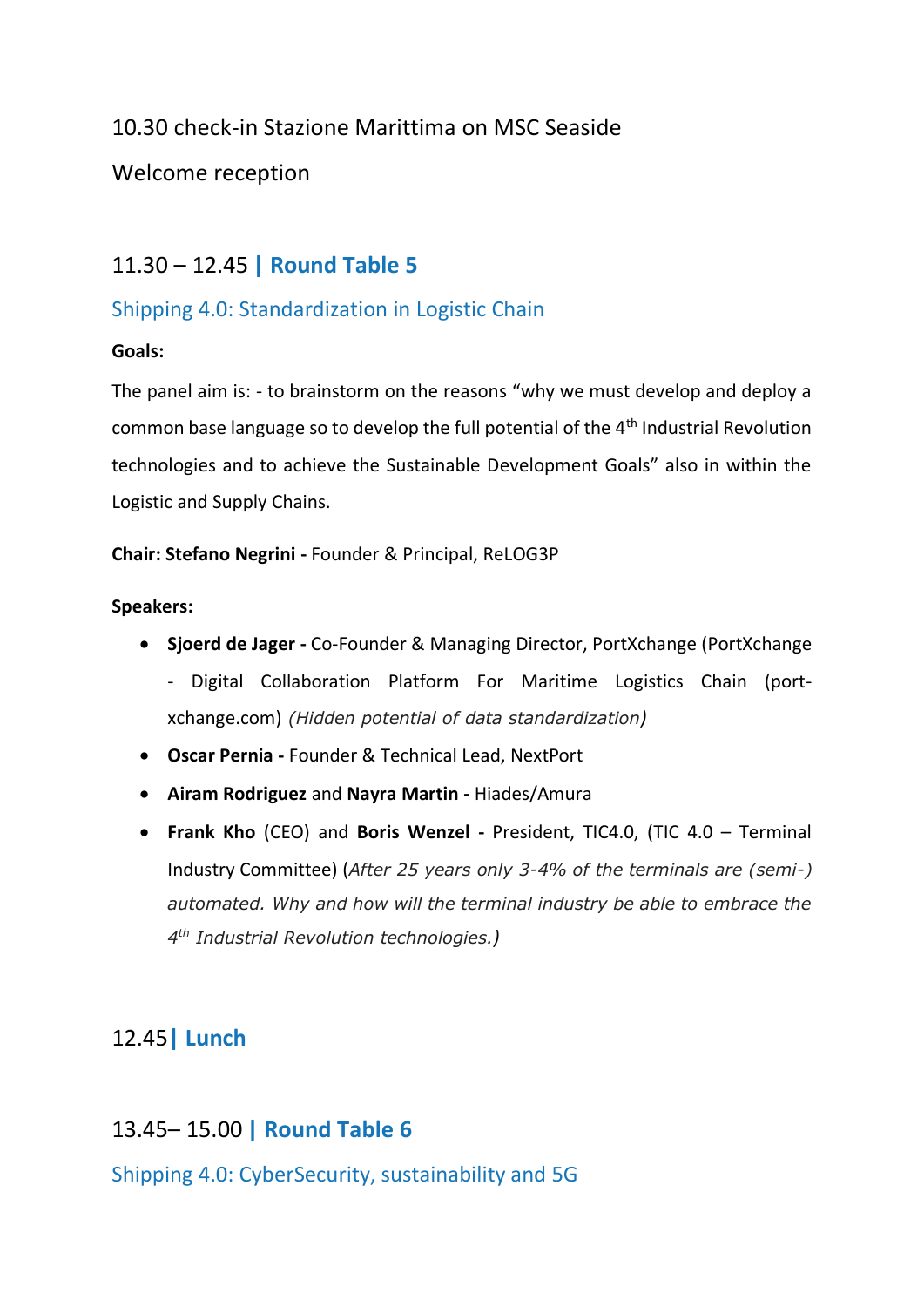10.30 check-in Stazione Marittima on MSC Seaside

Welcome reception

## 11.30 – 12.45 | **Round Table 5**

### Shipping 4.0: Standardization in Logistic Chain

**Goals:**

The panel aim is: - to brainstorm on the reasons "why we must develop and deploy a common base language so to develop the full potential of the 4th Industrial Revolution technologies and to achieve the Sustainable Development Goals" also in within the Logistic and Supply Chains.

**Chair: Stefano Negrini -** Founder & Principal, ReLOG3P

**Speakers:**

- **Sjoerd de Jager -** Co-Founder & Managing Director, PortXchange (PortXchange - Digital Collaboration Platform For Maritime Logistics Chain (port-xchange.com) *(Hidden potential of data standardization)*
- **Oscar Pernia -** Founder & Technical Lead, NextPort
- **Airam Rodriguez** and **Nayra Martin -** Hiades/Amura
- **Frank Kho** (CEO) and **Boris Wenzel -** President, TIC4.0, (TIC 4.0 – Terminal Industry Committee) (*After 25 years only 3-4% of the terminals are (semi-) automated. Why and how will the terminal industry be able to embrace the 4th Industrial Revolution technologies.)*

## 12.45 | **Lunch**

## 13.45– 15.00 | **Round Table 6**

### Shipping 4.0: CyberSecurity, sustainability and 5G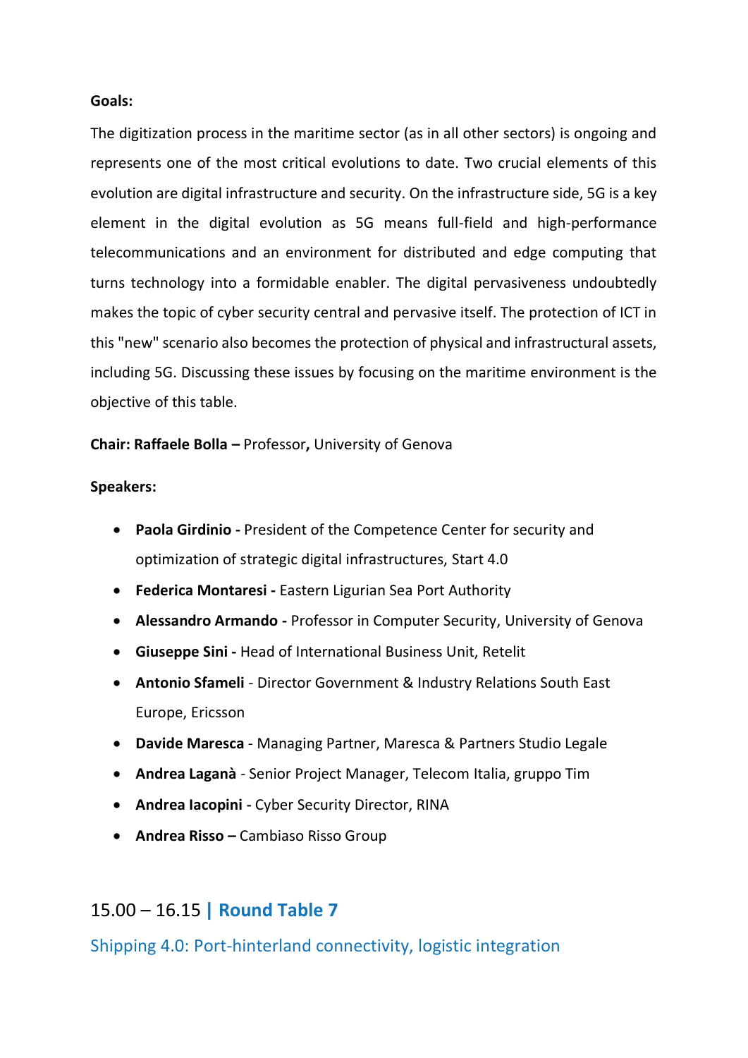**Goals:**

The digitization process in the maritime sector (as in all other sectors) is ongoing and represents one of the most critical evolutions to date. Two crucial elements of this evolution are digital infrastructure and security. On the infrastructure side, 5G is a key element in the digital evolution as 5G means full-field and high-performance telecommunications and an environment for distributed and edge computing that turns technology into a formidable enabler. The digital pervasiveness undoubtedly makes the topic of cyber security central and pervasive itself. The protection of ICT in this "new" scenario also becomes the protection of physical and infrastructural assets, including 5G. Discussing these issues by focusing on the maritime environment is the objective of this table.

**Chair: Raffaele Bolla –** Professor**,** University of Genova

**Speakers:**

- **Paola Girdinio -** President of the Competence Center for security and optimization of strategic digital infrastructures, Start 4.0
- **Federica Montaresi -** Eastern Ligurian Sea Port Authority
- **Alessandro Armando -** Professor in Computer Security, University of Genova
- **Giuseppe Sini -** Head of International Business Unit, Retelit
- **Antonio Sfameli** - Director Government & Industry Relations South East Europe, Ericsson
- **Davide Maresca** - Managing Partner, Maresca & Partners Studio Legale
- **Andrea Laganà** - Senior Project Manager, Telecom Italia, gruppo Tim
- **Andrea Iacopini** - Cyber Security Director, RINA
- **Andrea Risso –** Cambiaso Risso Group

## 15.00 – 16.15 | Round Table 7

### Shipping 4.0: Port-hinterland connectivity, logistic integration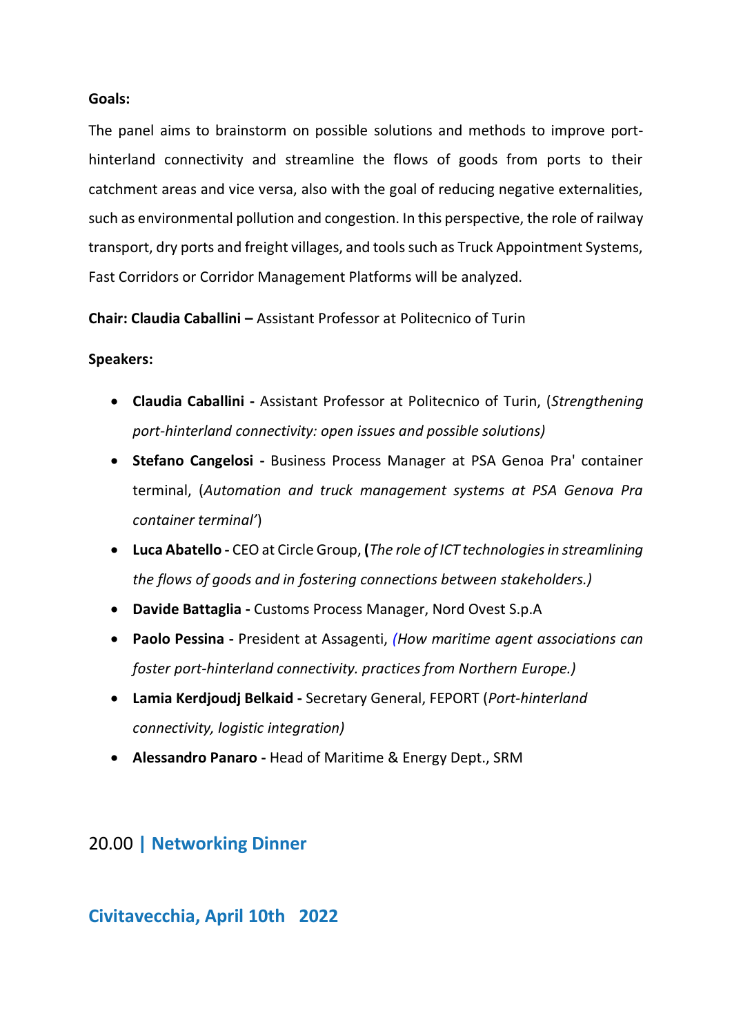**Goals:**

The panel aims to brainstorm on possible solutions and methods to improve port-hinterland connectivity and streamline the flows of goods from ports to their catchment areas and vice versa, also with the goal of reducing negative externalities, such as environmental pollution and congestion. In this perspective, the role of railway transport, dry ports and freight villages, and tools such as Truck Appointment Systems, Fast Corridors or Corridor Management Platforms will be analyzed.

**Chair: Claudia Caballini –** Assistant Professor at Politecnico of Turin

**Speakers:**

- **Claudia Caballini -** Assistant Professor at Politecnico of Turin, (*Strengthening port-hinterland connectivity: open issues and possible solutions)*
- **Stefano Cangelosi -** Business Process Manager at PSA Genoa Pra' container terminal, (*Automation and truck management systems at PSA Genova Pra container terminal'*)
- **Luca Abatello -** CEO at Circle Group, **(***The role of ICT technologies in streamlining the flows of goods and in fostering connections between stakeholders.)*
- **Davide Battaglia -** Customs Process Manager, Nord Ovest S.p.A
- **Paolo Pessina -** President at Assagenti, *(How maritime agent associations can foster port-hinterland connectivity. practices from Northern Europe.)*
- **Lamia Kerdjoudj Belkaid -** Secretary General, FEPORT (*Port-hinterland connectivity, logistic integration)*
- **Alessandro Panaro -** Head of Maritime & Energy Dept., SRM

## 20.00 | **Networking Dinner**

## **Civitavecchia, April 10th 2022**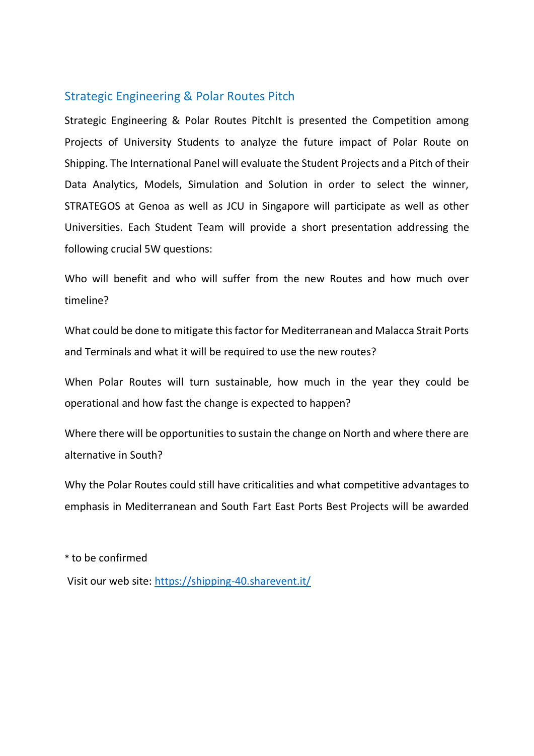## Strategic Engineering & Polar Routes Pitch

Strategic Engineering & Polar Routes PitchIt is presented the Competition among Projects of University Students to analyze the future impact of Polar Route on Shipping. The International Panel will evaluate the Student Projects and a Pitch of their Data Analytics, Models, Simulation and Solution in order to select the winner, STRATEGOS at Genoa as well as JCU in Singapore will participate as well as other Universities. Each Student Team will provide a short presentation addressing the following crucial 5W questions:

Who will benefit and who will suffer from the new Routes and how much over timeline?

What could be done to mitigate this factor for Mediterranean and Malacca Strait Ports and Terminals and what it will be required to use the new routes?

When Polar Routes will turn sustainable, how much in the year they could be operational and how fast the change is expected to happen?

Where there will be opportunities to sustain the change on North and where there are alternative in South?

Why the Polar Routes could still have criticalities and what competitive advantages to emphasis in Mediterranean and South Fart East Ports Best Projects will be awarded

* to be confirmed

Visit our web site: [https://shipping-40.sharevent.it/](https://shipping-40.sharevent.it/)